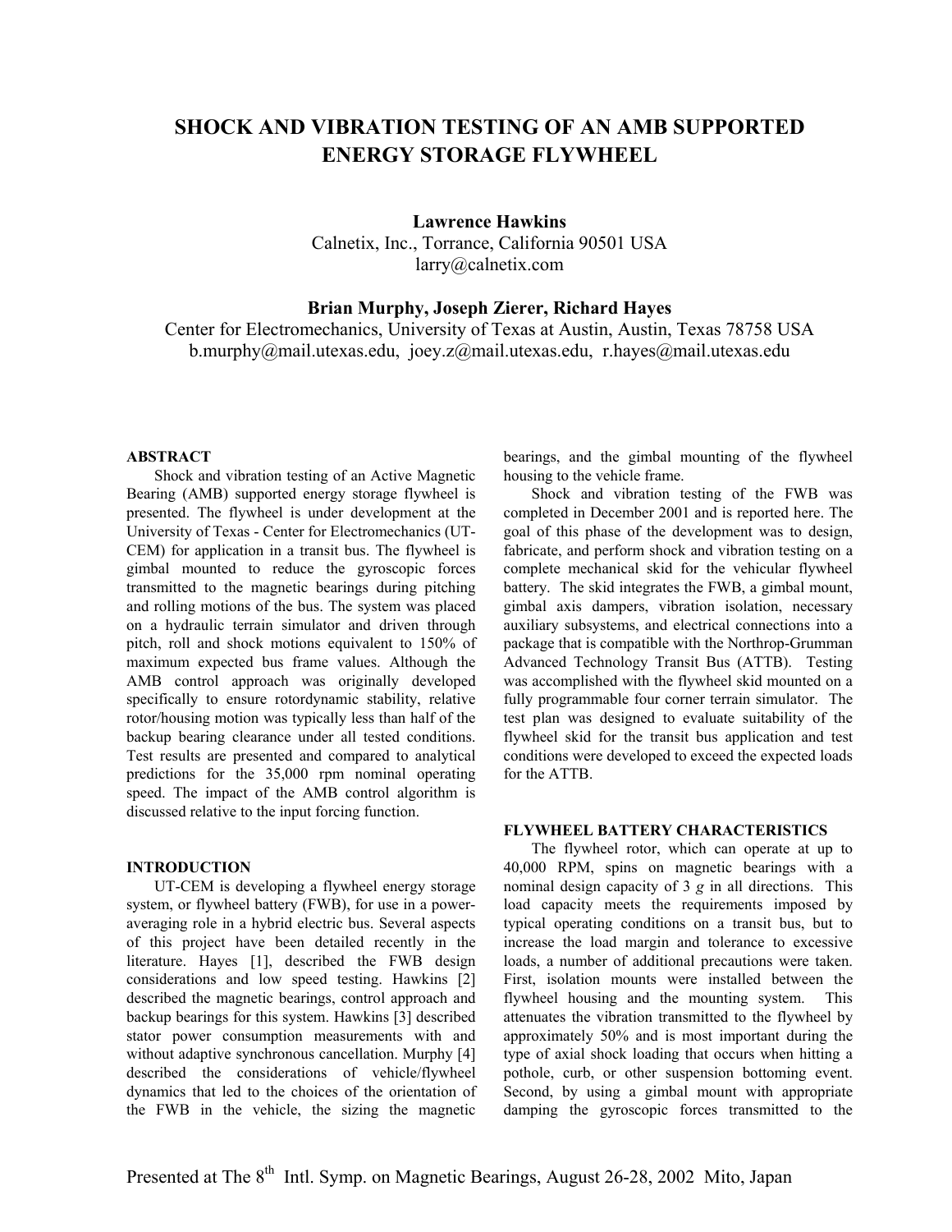# SHOCK AND VIBRATION TESTING OF AN AMB SUPPORTED ENERGY STORAGE FLYWHEEL

**Lawrence Hawkins**
Calnetix, Inc., Torrance, California 90501 USA
larry@calnetix.com

**Brian Murphy, Joseph Zierer, Richard Hayes**
Center for Electromechanics, University of Texas at Austin, Austin, Texas 78758 USA
b.murphy@mail.utexas.edu, joey.z@mail.utexas.edu, r.hayes@mail.utexas.edu

## ABSTRACT

Shock and vibration testing of an Active Magnetic Bearing (AMB) supported energy storage flywheel is presented. The flywheel is under development at the University of Texas - Center for Electromechanics (UT-CEM) for application in a transit bus. The flywheel is gimbal mounted to reduce the gyroscopic forces transmitted to the magnetic bearings during pitching and rolling motions of the bus. The system was placed on a hydraulic terrain simulator and driven through pitch, roll and shock motions equivalent to 150% of maximum expected bus frame values. Although the AMB control approach was originally developed specifically to ensure rotordynamic stability, relative rotor/housing motion was typically less than half of the backup bearing clearance under all tested conditions. Test results are presented and compared to analytical predictions for the 35,000 rpm nominal operating speed. The impact of the AMB control algorithm is discussed relative to the input forcing function.

## INTRODUCTION

UT-CEM is developing a flywheel energy storage system, or flywheel battery (FWB), for use in a power-averaging role in a hybrid electric bus. Several aspects of this project have been detailed recently in the literature. Hayes [1], described the FWB design considerations and low speed testing. Hawkins [2] described the magnetic bearings, control approach and backup bearings for this system. Hawkins [3] described stator power consumption measurements with and without adaptive synchronous cancellation. Murphy [4] described the considerations of vehicle/flywheel dynamics that led to the choices of the orientation of the FWB in the vehicle, the sizing the magnetic bearings, and the gimbal mounting of the flywheel housing to the vehicle frame.

Shock and vibration testing of the FWB was completed in December 2001 and is reported here. The goal of this phase of the development was to design, fabricate, and perform shock and vibration testing on a complete mechanical skid for the vehicular flywheel battery. The skid integrates the FWB, a gimbal mount, gimbal axis dampers, vibration isolation, necessary auxiliary subsystems, and electrical connections into a package that is compatible with the Northrop-Grumman Advanced Technology Transit Bus (ATTB). Testing was accomplished with the flywheel skid mounted on a fully programmable four corner terrain simulator. The test plan was designed to evaluate suitability of the flywheel skid for the transit bus application and test conditions were developed to exceed the expected loads for the ATTB.

## FLYWHEEL BATTERY CHARACTERISTICS

The flywheel rotor, which can operate at up to 40,000 RPM, spins on magnetic bearings with a nominal design capacity of 3 *g* in all directions. This load capacity meets the requirements imposed by typical operating conditions on a transit bus, but to increase the load margin and tolerance to excessive loads, a number of additional precautions were taken. First, isolation mounts were installed between the flywheel housing and the mounting system. This attenuates the vibration transmitted to the flywheel by approximately 50% and is most important during the type of axial shock loading that occurs when hitting a pothole, curb, or other suspension bottoming event. Second, by using a gimbal mount with appropriate damping the gyroscopic forces transmitted to the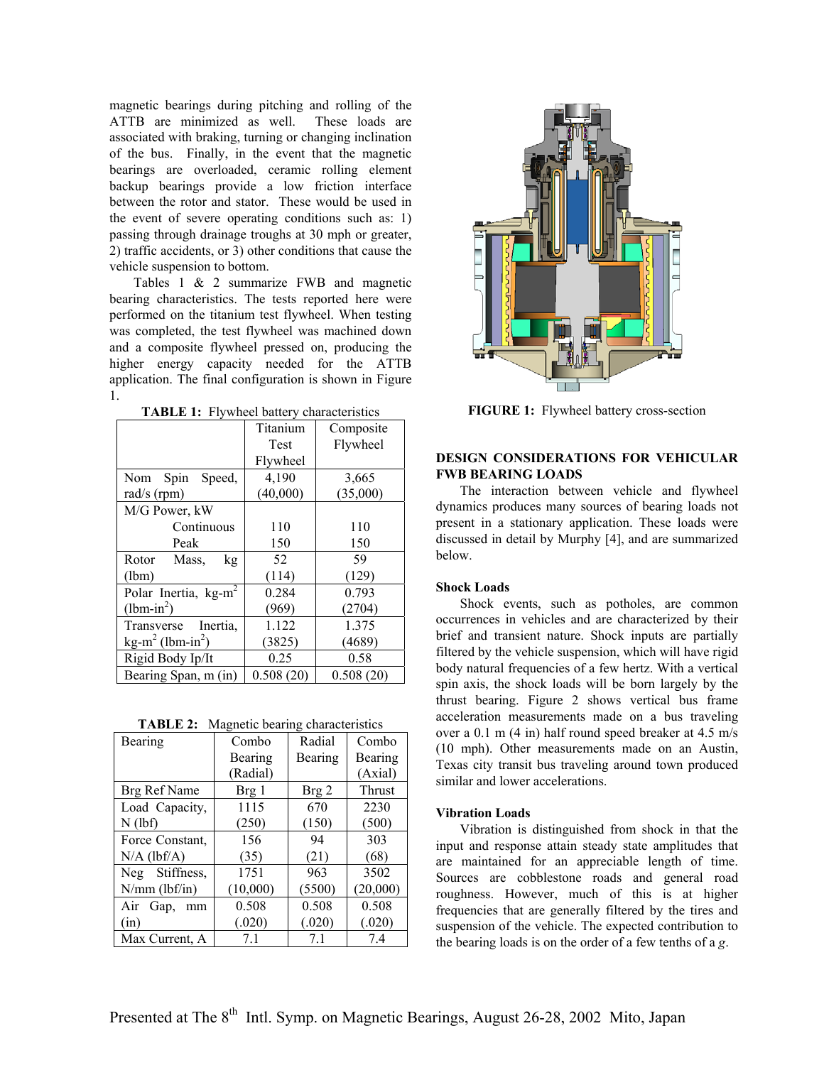magnetic bearings during pitching and rolling of the ATTB are minimized as well. These loads are associated with braking, turning or changing inclination of the bus. Finally, in the event that the magnetic bearings are overloaded, ceramic rolling element backup bearings provide a low friction interface between the rotor and stator. These would be used in the event of severe operating conditions such as: 1) passing through drainage troughs at 30 mph or greater, 2) traffic accidents, or 3) other conditions that cause the vehicle suspension to bottom.

Tables 1 & 2 summarize FWB and magnetic bearing characteristics. The tests reported here were performed on the titanium test flywheel. When testing was completed, the test flywheel was machined down and a composite flywheel pressed on, producing the higher energy capacity needed for the ATTB application. The final configuration is shown in Figure 1.

**TABLE 1:** Flywheel battery characteristics

| | Titanium Test Flywheel | Composite Flywheel |
|---|---|---|
| Nom Spin Speed, rad/s (rpm) | 4,190 (40,000) | 3,665 (35,000) |
| M/G Power, kW | | |
| Continuous | 110 | 110 |
| Peak | 150 | 150 |
| Rotor Mass, kg (lbm) | 52 (114) | 59 (129) |
| Polar Inertia, kg-m$^2$ (lbm-in$^2$) | 0.284 (969) | 0.793 (2704) |
| Transverse Inertia, kg-m$^2$ (lbm-in$^2$) | 1.122 (3825) | 1.375 (4689) |
| Rigid Body Ip/It | 0.25 | 0.58 |
| Bearing Span, m (in) | 0.508 (20) | 0.508 (20) |

**TABLE 2:** Magnetic bearing characteristics

| Bearing | Combo Bearing (Radial) | Radial Bearing | Combo Bearing (Axial) |
|---|---|---|---|
| Brg Ref Name | Brg 1 | Brg 2 | Thrust |
| Load Capacity, N (lbf) | 1115 (250) | 670 (150) | 2230 (500) |
| Force Constant, N/A (lbf/A) | 156 (35) | 94 (21) | 303 (68) |
| Neg Stiffness, N/mm (lbf/in) | 1751 (10,000) | 963 (5500) | 3502 (20,000) |
| Air Gap, mm (in) | 0.508 (.020) | 0.508 (.020) | 0.508 (.020) |
| Max Current, A | 7.1 | 7.1 | 7.4 |

**FIGURE 1:** Flywheel battery cross-section

## DESIGN CONSIDERATIONS FOR VEHICULAR FWB BEARING LOADS

The interaction between vehicle and flywheel dynamics produces many sources of bearing loads not present in a stationary application. These loads were discussed in detail by Murphy [4], and are summarized below.

### Shock Loads

Shock events, such as potholes, are common occurrences in vehicles and are characterized by their brief and transient nature. Shock inputs are partially filtered by the vehicle suspension, which will have rigid body natural frequencies of a few hertz. With a vertical spin axis, the shock loads will be born largely by the thrust bearing. Figure 2 shows vertical bus frame acceleration measurements made on a bus traveling over a 0.1 m (4 in) half round speed breaker at 4.5 m/s (10 mph). Other measurements made on an Austin, Texas city transit bus traveling around town produced similar and lower accelerations.

### Vibration Loads

Vibration is distinguished from shock in that the input and response attain steady state amplitudes that are maintained for an appreciable length of time. Sources are cobblestone roads and general road roughness. However, much of this is at higher frequencies that are generally filtered by the tires and suspension of the vehicle. The expected contribution to the bearing loads is on the order of a few tenths of a *g*.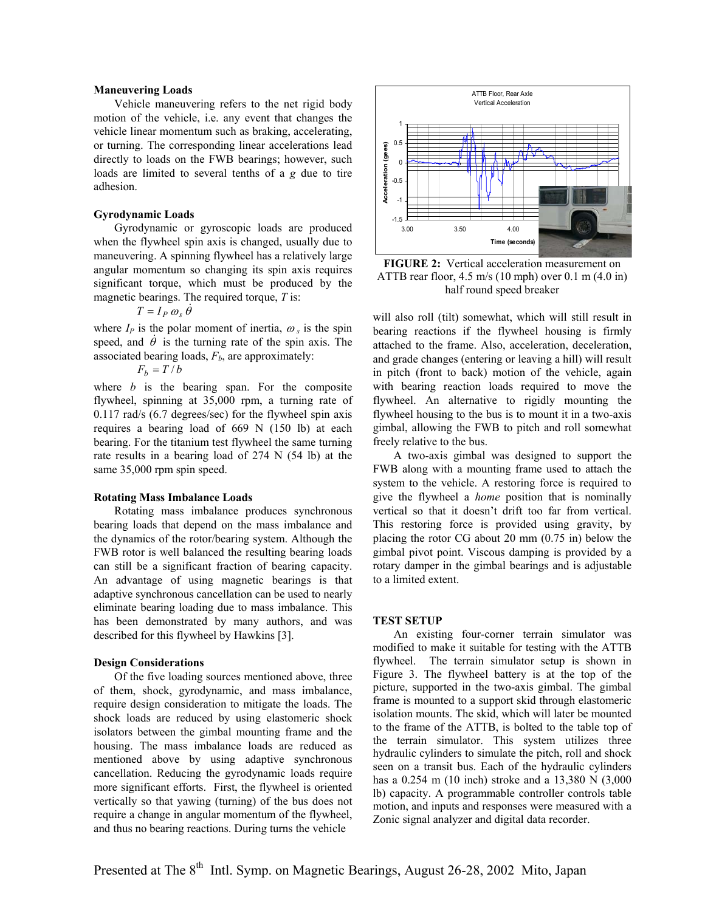### Maneuvering Loads

Vehicle maneuvering refers to the net rigid body motion of the vehicle, i.e. any event that changes the vehicle linear momentum such as braking, accelerating, or turning. The corresponding linear accelerations lead directly to loads on the FWB bearings; however, such loads are limited to several tenths of a *g* due to tire adhesion.

### Gyrodynamic Loads

Gyrodynamic or gyroscopic loads are produced when the flywheel spin axis is changed, usually due to maneuvering. A spinning flywheel has a relatively large angular momentum so changing its spin axis requires significant torque, which must be produced by the magnetic bearings. The required torque, *T* is:

$$T = I_P \, \omega_s \, \dot{\theta}$$

where $I_P$ is the polar moment of inertia, $\omega_s$ is the spin speed, and $\dot{\theta}$ is the turning rate of the spin axis. The associated bearing loads, $F_b$, are approximately:

$$F_b = T / b$$

where $b$ is the bearing span. For the composite flywheel, spinning at 35,000 rpm, a turning rate of 0.117 rad/s (6.7 degrees/sec) for the flywheel spin axis requires a bearing load of 669 N (150 lb) at each bearing. For the titanium test flywheel the same turning rate results in a bearing load of 274 N (54 lb) at the same 35,000 rpm spin speed.

### Rotating Mass Imbalance Loads

Rotating mass imbalance produces synchronous bearing loads that depend on the mass imbalance and the dynamics of the rotor/bearing system. Although the FWB rotor is well balanced the resulting bearing loads can still be a significant fraction of bearing capacity. An advantage of using magnetic bearings is that adaptive synchronous cancellation can be used to nearly eliminate bearing loading due to mass imbalance. This has been demonstrated by many authors, and was described for this flywheel by Hawkins [3].

### Design Considerations

Of the five loading sources mentioned above, three of them, shock, gyrodynamic, and mass imbalance, require design consideration to mitigate the loads. The shock loads are reduced by using elastomeric shock isolators between the gimbal mounting frame and the housing. The mass imbalance loads are reduced as mentioned above by using adaptive synchronous cancellation. Reducing the gyrodynamic loads require more significant efforts. First, the flywheel is oriented vertically so that yawing (turning) of the bus does not require a change in angular momentum of the flywheel, and thus no bearing reactions. During turns the vehicle will also roll (tilt) somewhat, which will still result in bearing reactions if the flywheel housing is firmly attached to the frame. Also, acceleration, deceleration, and grade changes (entering or leaving a hill) will result in pitch (front to back) motion of the vehicle, again with bearing reaction loads required to move the flywheel. An alternative to rigidly mounting the flywheel housing to the bus is to mount it in a two-axis gimbal, allowing the FWB to pitch and roll somewhat freely relative to the bus.

A two-axis gimbal was designed to support the FWB along with a mounting frame used to attach the system to the vehicle. A restoring force is required to give the flywheel a *home* position that is nominally vertical so that it doesn't drift too far from vertical. This restoring force is provided using gravity, by placing the rotor CG about 20 mm (0.75 in) below the gimbal pivot point. Viscous damping is provided by a rotary damper in the gimbal bearings and is adjustable to a limited extent.

**FIGURE 2:** Vertical acceleration measurement on ATTB rear floor, 4.5 m/s (10 mph) over 0.1 m (4.0 in) half round speed breaker

## TEST SETUP

An existing four-corner terrain simulator was modified to make it suitable for testing with the ATTB flywheel. The terrain simulator setup is shown in Figure 3. The flywheel battery is at the top of the picture, supported in the two-axis gimbal. The gimbal frame is mounted to a support skid through elastomeric isolation mounts. The skid, which will later be mounted to the frame of the ATTB, is bolted to the table top of the terrain simulator. This system utilizes three hydraulic cylinders to simulate the pitch, roll and shock seen on a transit bus. Each of the hydraulic cylinders has a 0.254 m (10 inch) stroke and a 13,380 N (3,000 lb) capacity. A programmable controller controls table motion, and inputs and responses were measured with a Zonic signal analyzer and digital data recorder.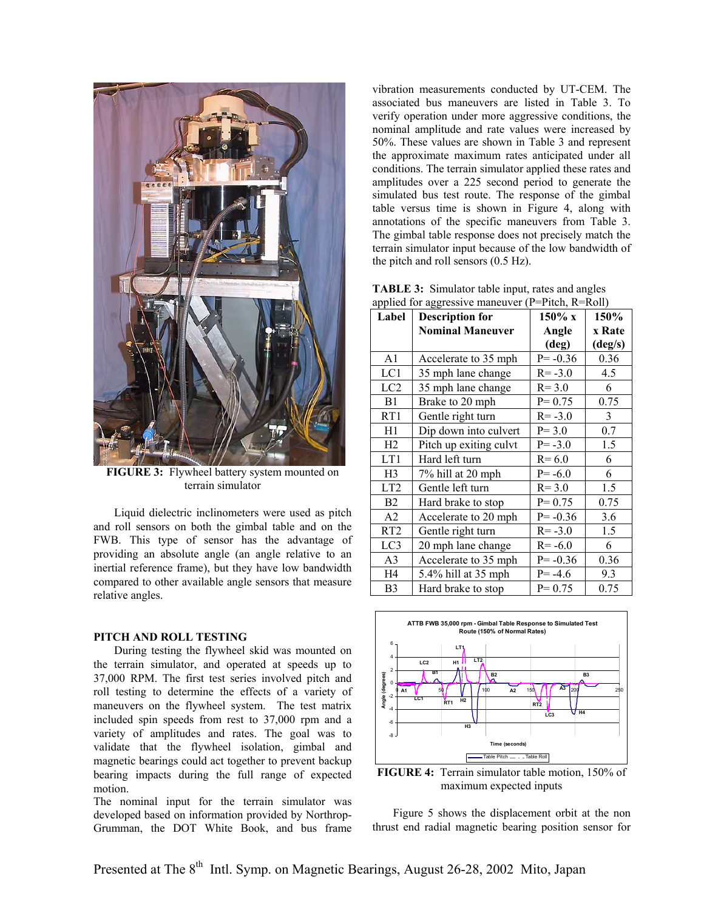FIGURE 3: Flywheel battery system mounted on terrain simulator

Liquid dielectric inclinometers were used as pitch and roll sensors on both the gimbal table and on the FWB. This type of sensor has the advantage of providing an absolute angle (an angle relative to an inertial reference frame), but they have low bandwidth compared to other available angle sensors that measure relative angles.

## PITCH AND ROLL TESTING

During testing the flywheel skid was mounted on the terrain simulator, and operated at speeds up to 37,000 RPM. The first test series involved pitch and roll testing to determine the effects of a variety of maneuvers on the flywheel system. The test matrix included spin speeds from rest to 37,000 rpm and a variety of amplitudes and rates. The goal was to validate that the flywheel isolation, gimbal and magnetic bearings could act together to prevent backup bearing impacts during the full range of expected motion.

The nominal input for the terrain simulator was developed based on information provided by Northrop-Grumman, the DOT White Book, and bus frame vibration measurements conducted by UT-CEM. The associated bus maneuvers are listed in Table 3. To verify operation under more aggressive conditions, the nominal amplitude and rate values were increased by 50%. These values are shown in Table 3 and represent the approximate maximum rates anticipated under all conditions. The terrain simulator applied these rates and amplitudes over a 225 second period to generate the simulated bus test route. The response of the gimbal table versus time is shown in Figure 4, along with annotations of the specific maneuvers from Table 3. The gimbal table response does not precisely match the terrain simulator input because of the low bandwidth of the pitch and roll sensors (0.5 Hz).

**TABLE 3:** Simulator table input, rates and angles applied for aggressive maneuver (P=Pitch, R=Roll)

| Label | Description for Nominal Maneuver | 150% x Angle (deg) | 150% x Rate (deg/s) |
|---|---|---|---|
| A1 | Accelerate to 35 mph | P= -0.36 | 0.36 |
| LC1 | 35 mph lane change | R= -3.0 | 4.5 |
| LC2 | 35 mph lane change | R= 3.0 | 6 |
| B1 | Brake to 20 mph | P= 0.75 | 0.75 |
| RT1 | Gentle right turn | R= -3.0 | 3 |
| H1 | Dip down into culvert | P= 3.0 | 0.7 |
| H2 | Pitch up exiting culvt | P= -3.0 | 1.5 |
| LT1 | Hard left turn | R= 6.0 | 6 |
| H3 | 7% hill at 20 mph | P= -6.0 | 6 |
| LT2 | Gentle left turn | R= 3.0 | 1.5 |
| B2 | Hard brake to stop | P= 0.75 | 0.75 |
| A2 | Accelerate to 20 mph | P= -0.36 | 3.6 |
| RT2 | Gentle right turn | R= -3.0 | 1.5 |
| LC3 | 20 mph lane change | R= -6.0 | 6 |
| A3 | Accelerate to 35 mph | P= -0.36 | 0.36 |
| H4 | 5.4% hill at 35 mph | P= -4.6 | 9.3 |
| B3 | Hard brake to stop | P= 0.75 | 0.75 |

**FIGURE 4:** Terrain simulator table motion, 150% of maximum expected inputs

Figure 5 shows the displacement orbit at the non thrust end radial magnetic bearing position sensor for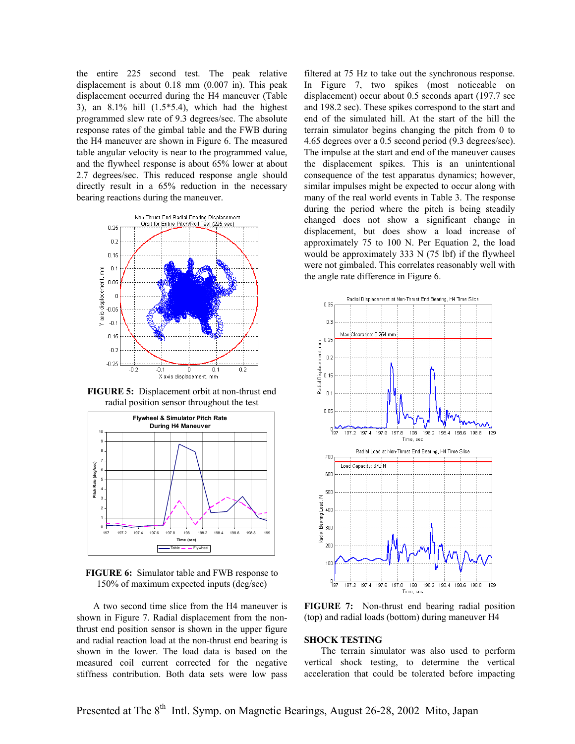the entire 225 second test. The peak relative displacement is about 0.18 mm (0.007 in). This peak displacement occurred during the H4 maneuver (Table 3), an 8.1% hill (1.5*5.4), which had the highest programmed slew rate of 9.3 degrees/sec. The absolute response rates of the gimbal table and the FWB during the H4 maneuver are shown in Figure 6. The measured table angular velocity is near to the programmed value, and the flywheel response is about 65% lower at about 2.7 degrees/sec. This reduced response angle should directly result in a 65% reduction in the necessary bearing reactions during the maneuver.

**FIGURE 5:** Displacement orbit at non-thrust end radial position sensor throughout the test

**FIGURE 6:** Simulator table and FWB response to 150% of maximum expected inputs (deg/sec)

A two second time slice from the H4 maneuver is shown in Figure 7. Radial displacement from the non-thrust end position sensor is shown in the upper figure and radial reaction load at the non-thrust end bearing is shown in the lower. The load data is based on the measured coil current corrected for the negative stiffness contribution. Both data sets were low pass filtered at 75 Hz to take out the synchronous response. In Figure 7, two spikes (most noticeable on displacement) occur about 0.5 seconds apart (197.7 sec and 198.2 sec). These spikes correspond to the start and end of the simulated hill. At the start of the hill the terrain simulator begins changing the pitch from 0 to 4.65 degrees over a 0.5 second period (9.3 degrees/sec). The impulse at the start and end of the maneuver causes the displacement spikes. This is an unintentional consequence of the test apparatus dynamics; however, similar impulses might be expected to occur along with many of the real world events in Table 3. The response during the period where the pitch is being steadily changed does not show a significant change in displacement, but does show a load increase of approximately 75 to 100 N. Per Equation 2, the load would be approximately 333 N (75 lbf) if the flywheel were not gimbaled. This correlates reasonably well with the angle rate difference in Figure 6.

**FIGURE 7:** Non-thrust end bearing radial position (top) and radial loads (bottom) during maneuver H4

## SHOCK TESTING

The terrain simulator was also used to perform vertical shock testing, to determine the vertical acceleration that could be tolerated before impacting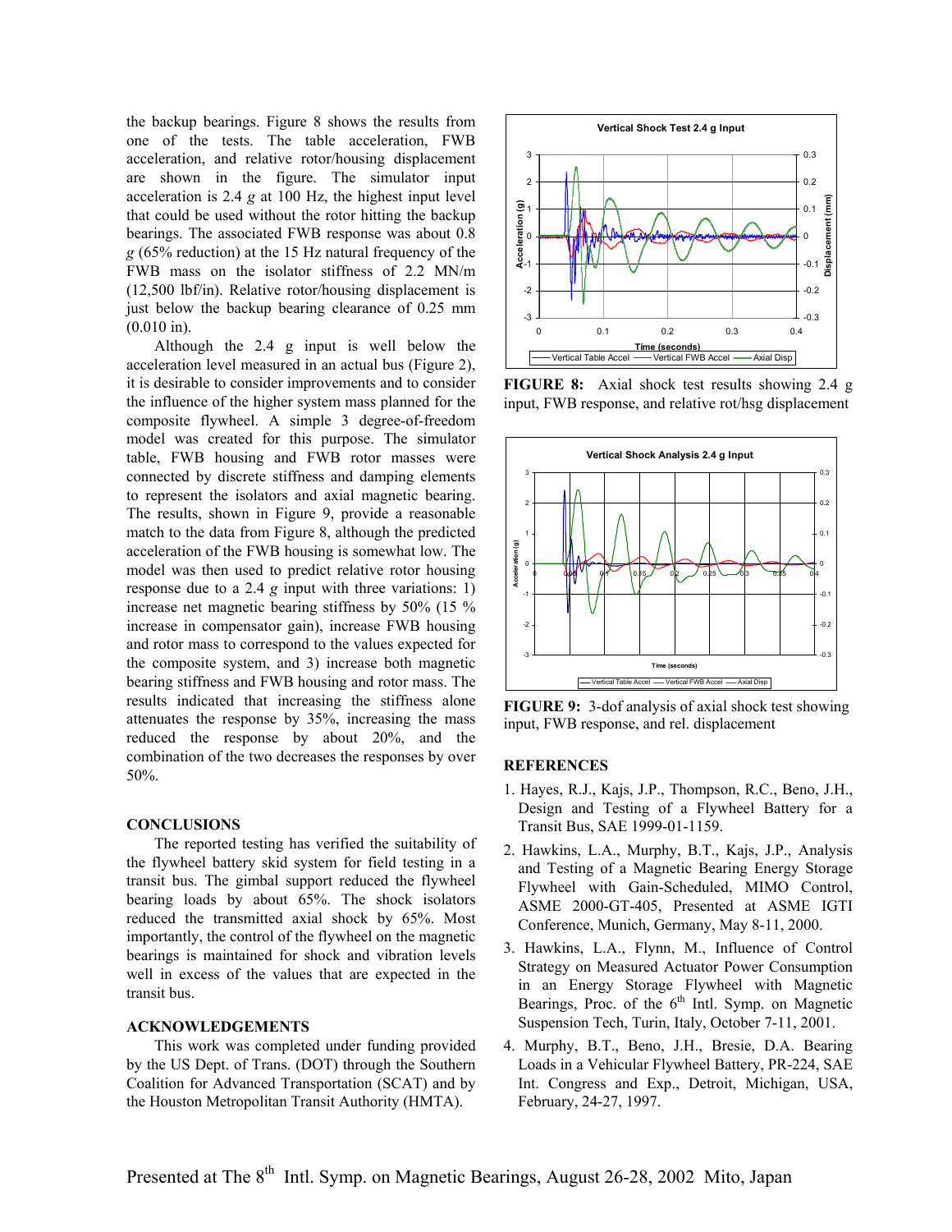the backup bearings. Figure 8 shows the results from one of the tests. The table acceleration, FWB acceleration, and relative rotor/housing displacement are shown in the figure. The simulator input acceleration is 2.4 *g* at 100 Hz, the highest input level that could be used without the rotor hitting the backup bearings. The associated FWB response was about 0.8 *g* (65% reduction) at the 15 Hz natural frequency of the FWB mass on the isolator stiffness of 2.2 MN/m (12,500 lbf/in). Relative rotor/housing displacement is just below the backup bearing clearance of 0.25 mm (0.010 in).

Although the 2.4 g input is well below the acceleration level measured in an actual bus (Figure 2), it is desirable to consider improvements and to consider the influence of the higher system mass planned for the composite flywheel. A simple 3 degree-of-freedom model was created for this purpose. The simulator table, FWB housing and FWB rotor masses were connected by discrete stiffness and damping elements to represent the isolators and axial magnetic bearing. The results, shown in Figure 9, provide a reasonable match to the data from Figure 8, although the predicted acceleration of the FWB housing is somewhat low. The model was then used to predict relative rotor housing response due to a 2.4 *g* input with three variations: 1) increase net magnetic bearing stiffness by 50% (15 % increase in compensator gain), increase FWB housing and rotor mass to correspond to the values expected for the composite system, and 3) increase both magnetic bearing stiffness and FWB housing and rotor mass. The results indicated that increasing the stiffness alone attenuates the response by 35%, increasing the mass reduced the response by about 20%, and the combination of the two decreases the responses by over 50%.

## CONCLUSIONS

The reported testing has verified the suitability of the flywheel battery skid system for field testing in a transit bus. The gimbal support reduced the flywheel bearing loads by about 65%. The shock isolators reduced the transmitted axial shock by 65%. Most importantly, the control of the flywheel on the magnetic bearings is maintained for shock and vibration levels well in excess of the values that are expected in the transit bus.

## ACKNOWLEDGEMENTS

This work was completed under funding provided by the US Dept. of Trans. (DOT) through the Southern Coalition for Advanced Transportation (SCAT) and by the Houston Metropolitan Transit Authority (HMTA).

Vertical Shock Test 2.4 g Input
Acceleration (g)
Displacement (mm)
Time (seconds)
Vertical Table Accel
Vertical FWB Accel
Axial Disp

**FIGURE 8:** Axial shock test results showing 2.4 g input, FWB response, and relative rot/hsg displacement

Vertical Shock Analysis 2.4 g Input
Acceleration (g)
Time (seconds)
Vertical Table Accel
Vertical FWB Accel
Axial Disp

**FIGURE 9:** 3-dof analysis of axial shock test showing input, FWB response, and rel. displacement

## REFERENCES

1. Hayes, R.J., Kajs, J.P., Thompson, R.C., Beno, J.H., Design and Testing of a Flywheel Battery for a Transit Bus, SAE 1999-01-1159.
2. Hawkins, L.A., Murphy, B.T., Kajs, J.P., Analysis and Testing of a Magnetic Bearing Energy Storage Flywheel with Gain-Scheduled, MIMO Control, ASME 2000-GT-405, Presented at ASME IGTI Conference, Munich, Germany, May 8-11, 2000.
3. Hawkins, L.A., Flynn, M., Influence of Control Strategy on Measured Actuator Power Consumption in an Energy Storage Flywheel with Magnetic Bearings, Proc. of the 6th Intl. Symp. on Magnetic Suspension Tech, Turin, Italy, October 7-11, 2001.
4. Murphy, B.T., Beno, J.H., Bresie, D.A. Bearing Loads in a Vehicular Flywheel Battery, PR-224, SAE Int. Congress and Exp., Detroit, Michigan, USA, February, 24-27, 1997.